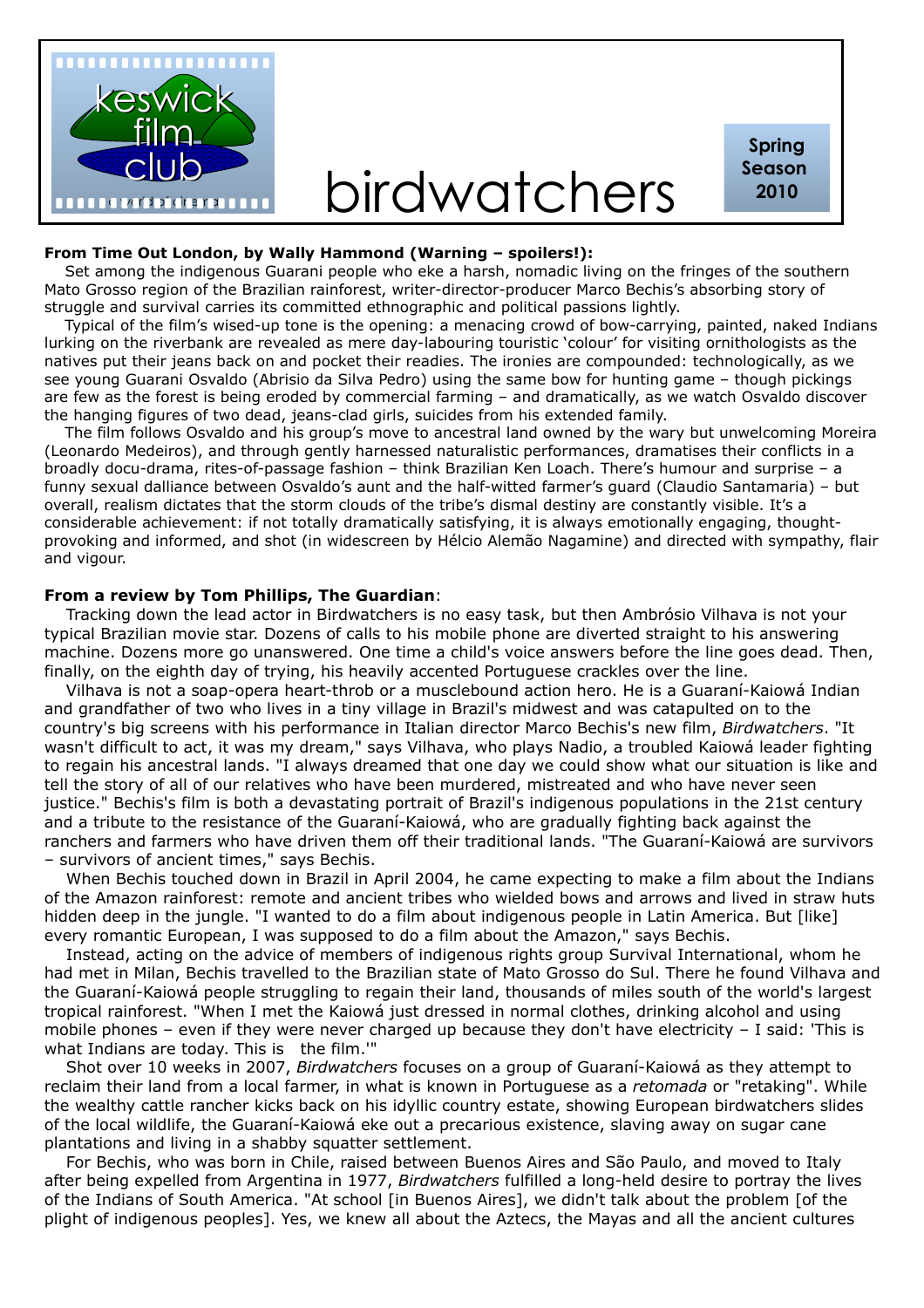keswick film club

# birdwatchers

**Spring Season 2010**

**From Time Out London, by Wally Hammond (Warning – spoilers!):**

Set among the indigenous Guarani people who eke a harsh, nomadic living on the fringes of the southern Mato Grosso region of the Brazilian rainforest, writer-director-producer Marco Bechis's absorbing story of struggle and survival carries its committed ethnographic and political passions lightly.

Typical of the film's wised-up tone is the opening: a menacing crowd of bow-carrying, painted, naked Indians lurking on the riverbank are revealed as mere day-labouring touristic 'colour' for visiting ornithologists as the natives put their jeans back on and pocket their readies. The ironies are compounded: technologically, as we see young Guarani Osvaldo (Abrisio da Silva Pedro) using the same bow for hunting game – though pickings are few as the forest is being eroded by commercial farming – and dramatically, as we watch Osvaldo discover the hanging figures of two dead, jeans-clad girls, suicides from his extended family.

The film follows Osvaldo and his group's move to ancestral land owned by the wary but unwelcoming Moreira (Leonardo Medeiros), and through gently harnessed naturalistic performances, dramatises their conflicts in a broadly docu-drama, rites-of-passage fashion – think Brazilian Ken Loach. There's humour and surprise – a funny sexual dalliance between Osvaldo's aunt and the half-witted farmer's guard (Claudio Santamaria) – but overall, realism dictates that the storm clouds of the tribe's dismal destiny are constantly visible. It's a considerable achievement: if not totally dramatically satisfying, it is always emotionally engaging, thought-provoking and informed, and shot (in widescreen by Hélcio Alemão Nagamine) and directed with sympathy, flair and vigour.

**From a review by Tom Phillips, The Guardian**:

Tracking down the lead actor in Birdwatchers is no easy task, but then Ambrósio Vilhava is not your typical Brazilian movie star. Dozens of calls to his mobile phone are diverted straight to his answering machine. Dozens more go unanswered. One time a child's voice answers before the line goes dead. Then, finally, on the eighth day of trying, his heavily accented Portuguese crackles over the line.

Vilhava is not a soap-opera heart-throb or a musclebound action hero. He is a Guaraní-Kaiowá Indian and grandfather of two who lives in a tiny village in Brazil's midwest and was catapulted on to the country's big screens with his performance in Italian director Marco Bechis's new film, *Birdwatchers*. "It wasn't difficult to act, it was my dream," says Vilhava, who plays Nadio, a troubled Kaiowá leader fighting to regain his ancestral lands. "I always dreamed that one day we could show what our situation is like and tell the story of all of our relatives who have been murdered, mistreated and who have never seen justice." Bechis's film is both a devastating portrait of Brazil's indigenous populations in the 21st century and a tribute to the resistance of the Guaraní-Kaiowá, who are gradually fighting back against the ranchers and farmers who have driven them off their traditional lands. "The Guaraní-Kaiowá are survivors – survivors of ancient times," says Bechis.

When Bechis touched down in Brazil in April 2004, he came expecting to make a film about the Indians of the Amazon rainforest: remote and ancient tribes who wielded bows and arrows and lived in straw huts hidden deep in the jungle. "I wanted to do a film about indigenous people in Latin America. But [like] every romantic European, I was supposed to do a film about the Amazon," says Bechis.

Instead, acting on the advice of members of indigenous rights group Survival International, whom he had met in Milan, Bechis travelled to the Brazilian state of Mato Grosso do Sul. There he found Vilhava and the Guaraní-Kaiowá people struggling to regain their land, thousands of miles south of the world's largest tropical rainforest. "When I met the Kaiowá just dressed in normal clothes, drinking alcohol and using mobile phones – even if they were never charged up because they don't have electricity – I said: 'This is what Indians are today. This is the film.'"

Shot over 10 weeks in 2007, *Birdwatchers* focuses on a group of Guaraní-Kaiowá as they attempt to reclaim their land from a local farmer, in what is known in Portuguese as a *retomada* or "retaking". While the wealthy cattle rancher kicks back on his idyllic country estate, showing European birdwatchers slides of the local wildlife, the Guaraní-Kaiowá eke out a precarious existence, slaving away on sugar cane plantations and living in a shabby squatter settlement.

For Bechis, who was born in Chile, raised between Buenos Aires and São Paulo, and moved to Italy after being expelled from Argentina in 1977, *Birdwatchers* fulfilled a long-held desire to portray the lives of the Indians of South America. "At school [in Buenos Aires], we didn't talk about the problem [of the plight of indigenous peoples]. Yes, we knew all about the Aztecs, the Mayas and all the ancient cultures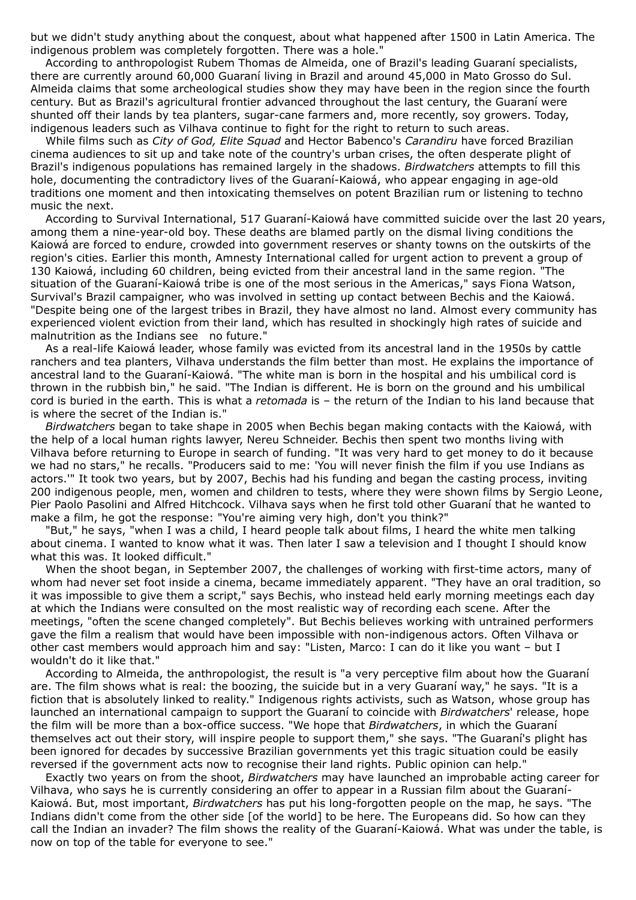but we didn't study anything about the conquest, about what happened after 1500 in Latin America. The indigenous problem was completely forgotten. There was a hole."

According to anthropologist Rubem Thomas de Almeida, one of Brazil's leading Guaraní specialists, there are currently around 60,000 Guaraní living in Brazil and around 45,000 in Mato Grosso do Sul. Almeida claims that some archeological studies show they may have been in the region since the fourth century. But as Brazil's agricultural frontier advanced throughout the last century, the Guaraní were shunted off their lands by tea planters, sugar-cane farmers and, more recently, soy growers. Today, indigenous leaders such as Vilhava continue to fight for the right to return to such areas.

While films such as *City of God, Elite Squad* and Hector Babenco's *Carandiru* have forced Brazilian cinema audiences to sit up and take note of the country's urban crises, the often desperate plight of Brazil's indigenous populations has remained largely in the shadows. *Birdwatchers* attempts to fill this hole, documenting the contradictory lives of the Guaraní-Kaiowá, who appear engaging in age-old traditions one moment and then intoxicating themselves on potent Brazilian rum or listening to techno music the next.

According to Survival International, 517 Guaraní-Kaiowá have committed suicide over the last 20 years, among them a nine-year-old boy. These deaths are blamed partly on the dismal living conditions the Kaiowá are forced to endure, crowded into government reserves or shanty towns on the outskirts of the region's cities. Earlier this month, Amnesty International called for urgent action to prevent a group of 130 Kaiowá, including 60 children, being evicted from their ancestral land in the same region. "The situation of the Guaraní-Kaiowá tribe is one of the most serious in the Americas," says Fiona Watson, Survival's Brazil campaigner, who was involved in setting up contact between Bechis and the Kaiowá. "Despite being one of the largest tribes in Brazil, they have almost no land. Almost every community has experienced violent eviction from their land, which has resulted in shockingly high rates of suicide and malnutrition as the Indians see no future."

As a real-life Kaiowá leader, whose family was evicted from its ancestral land in the 1950s by cattle ranchers and tea planters, Vilhava understands the film better than most. He explains the importance of ancestral land to the Guaraní-Kaiowá. "The white man is born in the hospital and his umbilical cord is thrown in the rubbish bin," he said. "The Indian is different. He is born on the ground and his umbilical cord is buried in the earth. This is what a *retomada* is – the return of the Indian to his land because that is where the secret of the Indian is."

*Birdwatchers* began to take shape in 2005 when Bechis began making contacts with the Kaiowá, with the help of a local human rights lawyer, Nereu Schneider. Bechis then spent two months living with Vilhava before returning to Europe in search of funding. "It was very hard to get money to do it because we had no stars," he recalls. "Producers said to me: 'You will never finish the film if you use Indians as actors.'" It took two years, but by 2007, Bechis had his funding and began the casting process, inviting 200 indigenous people, men, women and children to tests, where they were shown films by Sergio Leone, Pier Paolo Pasolini and Alfred Hitchcock. Vilhava says when he first told other Guaraní that he wanted to make a film, he got the response: "You're aiming very high, don't you think?"

"But," he says, "when I was a child, I heard people talk about films, I heard the white men talking about cinema. I wanted to know what it was. Then later I saw a television and I thought I should know what this was. It looked difficult."

When the shoot began, in September 2007, the challenges of working with first-time actors, many of whom had never set foot inside a cinema, became immediately apparent. "They have an oral tradition, so it was impossible to give them a script," says Bechis, who instead held early morning meetings each day at which the Indians were consulted on the most realistic way of recording each scene. After the meetings, "often the scene changed completely". But Bechis believes working with untrained performers gave the film a realism that would have been impossible with non-indigenous actors. Often Vilhava or other cast members would approach him and say: "Listen, Marco: I can do it like you want – but I wouldn't do it like that."

According to Almeida, the anthropologist, the result is "a very perceptive film about how the Guaraní are. The film shows what is real: the boozing, the suicide but in a very Guaraní way," he says. "It is a fiction that is absolutely linked to reality." Indigenous rights activists, such as Watson, whose group has launched an international campaign to support the Guaraní to coincide with *Birdwatchers*' release, hope the film will be more than a box-office success. "We hope that *Birdwatchers*, in which the Guaraní themselves act out their story, will inspire people to support them," she says. "The Guaraní's plight has been ignored for decades by successive Brazilian governments yet this tragic situation could be easily reversed if the government acts now to recognise their land rights. Public opinion can help."

Exactly two years on from the shoot, *Birdwatchers* may have launched an improbable acting career for Vilhava, who says he is currently considering an offer to appear in a Russian film about the Guaraní-Kaiowá. But, most important, *Birdwatchers* has put his long-forgotten people on the map, he says. "The Indians didn't come from the other side [of the world] to be here. The Europeans did. So how can they call the Indian an invader? The film shows the reality of the Guaraní-Kaiowá. What was under the table, is now on top of the table for everyone to see."